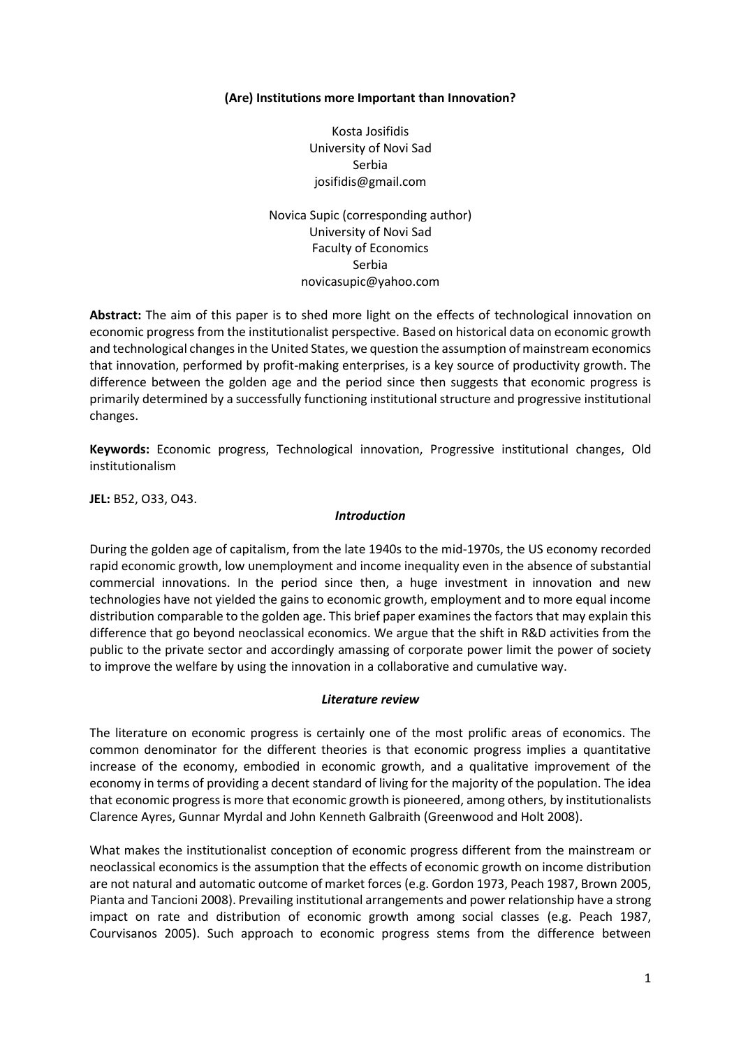# (Are) Institutions more Important than Innovation?

Kosta Josifidis
University of Novi Sad
Serbia
josifidis@gmail.com

Novica Supic (corresponding author)
University of Novi Sad
Faculty of Economics
Serbia
novicasupic@yahoo.com

**Abstract:** The aim of this paper is to shed more light on the effects of technological innovation on economic progress from the institutionalist perspective. Based on historical data on economic growth and technological changes in the United States, we question the assumption of mainstream economics that innovation, performed by profit-making enterprises, is a key source of productivity growth. The difference between the golden age and the period since then suggests that economic progress is primarily determined by a successfully functioning institutional structure and progressive institutional changes.

**Keywords:** Economic progress, Technological innovation, Progressive institutional changes, Old institutionalism

**JEL:** B52, O33, O43.

## *Introduction*

During the golden age of capitalism, from the late 1940s to the mid-1970s, the US economy recorded rapid economic growth, low unemployment and income inequality even in the absence of substantial commercial innovations. In the period since then, a huge investment in innovation and new technologies have not yielded the gains to economic growth, employment and to more equal income distribution comparable to the golden age. This brief paper examines the factors that may explain this difference that go beyond neoclassical economics. We argue that the shift in R&D activities from the public to the private sector and accordingly amassing of corporate power limit the power of society to improve the welfare by using the innovation in a collaborative and cumulative way.

## *Literature review*

The literature on economic progress is certainly one of the most prolific areas of economics. The common denominator for the different theories is that economic progress implies a quantitative increase of the economy, embodied in economic growth, and a qualitative improvement of the economy in terms of providing a decent standard of living for the majority of the population. The idea that economic progress is more that economic growth is pioneered, among others, by institutionalists Clarence Ayres, Gunnar Myrdal and John Kenneth Galbraith (Greenwood and Holt 2008).

What makes the institutionalist conception of economic progress different from the mainstream or neoclassical economics is the assumption that the effects of economic growth on income distribution are not natural and automatic outcome of market forces (e.g. Gordon 1973, Peach 1987, Brown 2005, Pianta and Tancioni 2008). Prevailing institutional arrangements and power relationship have a strong impact on rate and distribution of economic growth among social classes (e.g. Peach 1987, Courvisanos 2005). Such approach to economic progress stems from the difference between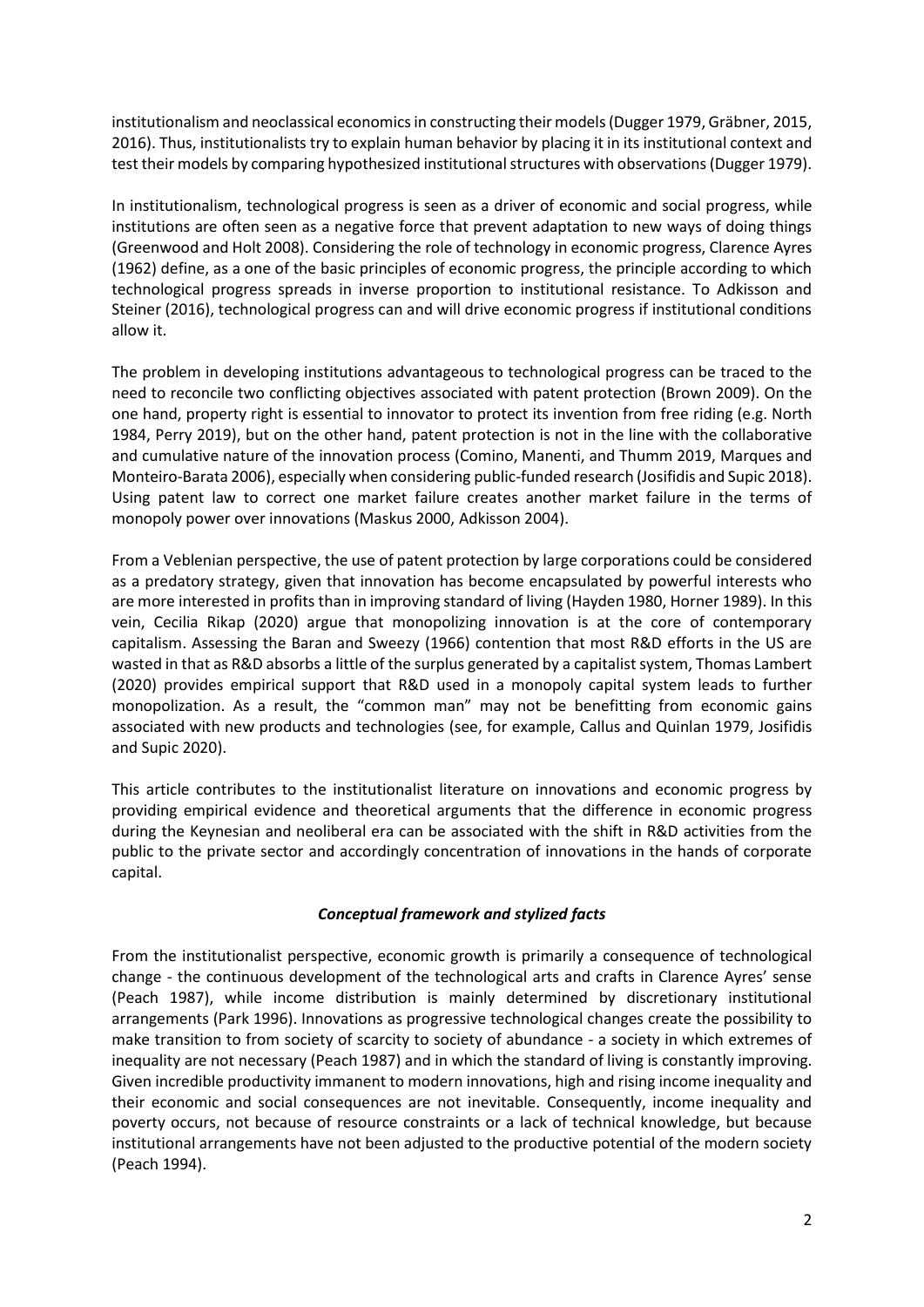institutionalism and neoclassical economics in constructing their models (Dugger 1979, Gräbner, 2015, 2016). Thus, institutionalists try to explain human behavior by placing it in its institutional context and test their models by comparing hypothesized institutional structures with observations (Dugger 1979).

In institutionalism, technological progress is seen as a driver of economic and social progress, while institutions are often seen as a negative force that prevent adaptation to new ways of doing things (Greenwood and Holt 2008). Considering the role of technology in economic progress, Clarence Ayres (1962) define, as a one of the basic principles of economic progress, the principle according to which technological progress spreads in inverse proportion to institutional resistance. To Adkisson and Steiner (2016), technological progress can and will drive economic progress if institutional conditions allow it.

The problem in developing institutions advantageous to technological progress can be traced to the need to reconcile two conflicting objectives associated with patent protection (Brown 2009). On the one hand, property right is essential to innovator to protect its invention from free riding (e.g. North 1984, Perry 2019), but on the other hand, patent protection is not in the line with the collaborative and cumulative nature of the innovation process (Comino, Manenti, and Thumm 2019, Marques and Monteiro-Barata 2006), especially when considering public-funded research (Josifidis and Supic 2018). Using patent law to correct one market failure creates another market failure in the terms of monopoly power over innovations (Maskus 2000, Adkisson 2004).

From a Veblenian perspective, the use of patent protection by large corporations could be considered as a predatory strategy, given that innovation has become encapsulated by powerful interests who are more interested in profits than in improving standard of living (Hayden 1980, Horner 1989). In this vein, Cecilia Rikap (2020) argue that monopolizing innovation is at the core of contemporary capitalism. Assessing the Baran and Sweezy (1966) contention that most R&D efforts in the US are wasted in that as R&D absorbs a little of the surplus generated by a capitalist system, Thomas Lambert (2020) provides empirical support that R&D used in a monopoly capital system leads to further monopolization. As a result, the "common man" may not be benefitting from economic gains associated with new products and technologies (see, for example, Callus and Quinlan 1979, Josifidis and Supic 2020).

This article contributes to the institutionalist literature on innovations and economic progress by providing empirical evidence and theoretical arguments that the difference in economic progress during the Keynesian and neoliberal era can be associated with the shift in R&D activities from the public to the private sector and accordingly concentration of innovations in the hands of corporate capital.

## *Conceptual framework and stylized facts*

From the institutionalist perspective, economic growth is primarily a consequence of technological change - the continuous development of the technological arts and crafts in Clarence Ayres' sense (Peach 1987), while income distribution is mainly determined by discretionary institutional arrangements (Park 1996). Innovations as progressive technological changes create the possibility to make transition to from society of scarcity to society of abundance - a society in which extremes of inequality are not necessary (Peach 1987) and in which the standard of living is constantly improving. Given incredible productivity immanent to modern innovations, high and rising income inequality and their economic and social consequences are not inevitable. Consequently, income inequality and poverty occurs, not because of resource constraints or a lack of technical knowledge, but because institutional arrangements have not been adjusted to the productive potential of the modern society (Peach 1994).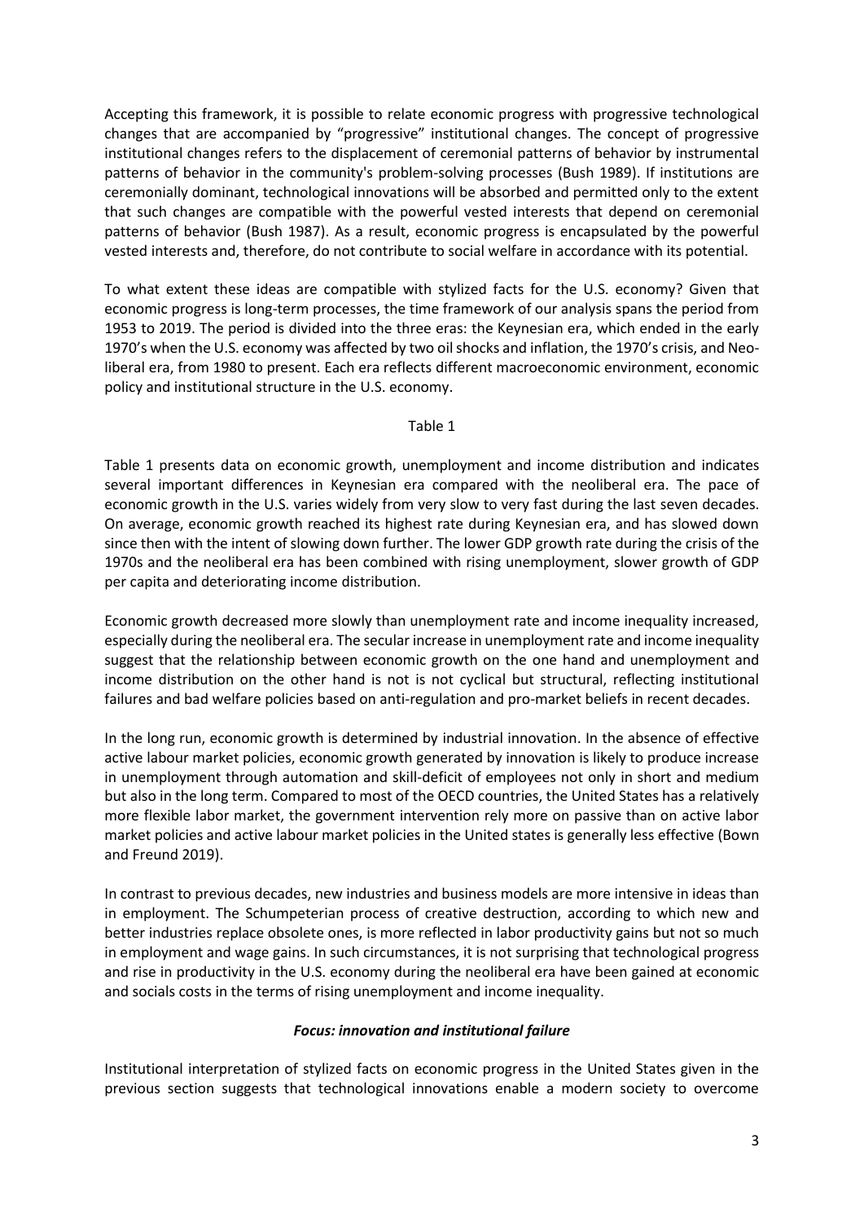Accepting this framework, it is possible to relate economic progress with progressive technological changes that are accompanied by "progressive" institutional changes. The concept of progressive institutional changes refers to the displacement of ceremonial patterns of behavior by instrumental patterns of behavior in the community's problem-solving processes (Bush 1989). If institutions are ceremonially dominant, technological innovations will be absorbed and permitted only to the extent that such changes are compatible with the powerful vested interests that depend on ceremonial patterns of behavior (Bush 1987). As a result, economic progress is encapsulated by the powerful vested interests and, therefore, do not contribute to social welfare in accordance with its potential.

To what extent these ideas are compatible with stylized facts for the U.S. economy? Given that economic progress is long-term processes, the time framework of our analysis spans the period from 1953 to 2019. The period is divided into the three eras: the Keynesian era, which ended in the early 1970's when the U.S. economy was affected by two oil shocks and inflation, the 1970's crisis, and Neo-liberal era, from 1980 to present. Each era reflects different macroeconomic environment, economic policy and institutional structure in the U.S. economy.

Table 1

Table 1 presents data on economic growth, unemployment and income distribution and indicates several important differences in Keynesian era compared with the neoliberal era. The pace of economic growth in the U.S. varies widely from very slow to very fast during the last seven decades. On average, economic growth reached its highest rate during Keynesian era, and has slowed down since then with the intent of slowing down further. The lower GDP growth rate during the crisis of the 1970s and the neoliberal era has been combined with rising unemployment, slower growth of GDP per capita and deteriorating income distribution.

Economic growth decreased more slowly than unemployment rate and income inequality increased, especially during the neoliberal era. The secular increase in unemployment rate and income inequality suggest that the relationship between economic growth on the one hand and unemployment and income distribution on the other hand is not is not cyclical but structural, reflecting institutional failures and bad welfare policies based on anti-regulation and pro-market beliefs in recent decades.

In the long run, economic growth is determined by industrial innovation. In the absence of effective active labour market policies, economic growth generated by innovation is likely to produce increase in unemployment through automation and skill-deficit of employees not only in short and medium but also in the long term. Compared to most of the OECD countries, the United States has a relatively more flexible labor market, the government intervention rely more on passive than on active labor market policies and active labour market policies in the United states is generally less effective (Bown and Freund 2019).

In contrast to previous decades, new industries and business models are more intensive in ideas than in employment. The Schumpeterian process of creative destruction, according to which new and better industries replace obsolete ones, is more reflected in labor productivity gains but not so much in employment and wage gains. In such circumstances, it is not surprising that technological progress and rise in productivity in the U.S. economy during the neoliberal era have been gained at economic and socials costs in the terms of rising unemployment and income inequality.

### ***Focus: innovation and institutional failure***

Institutional interpretation of stylized facts on economic progress in the United States given in the previous section suggests that technological innovations enable a modern society to overcome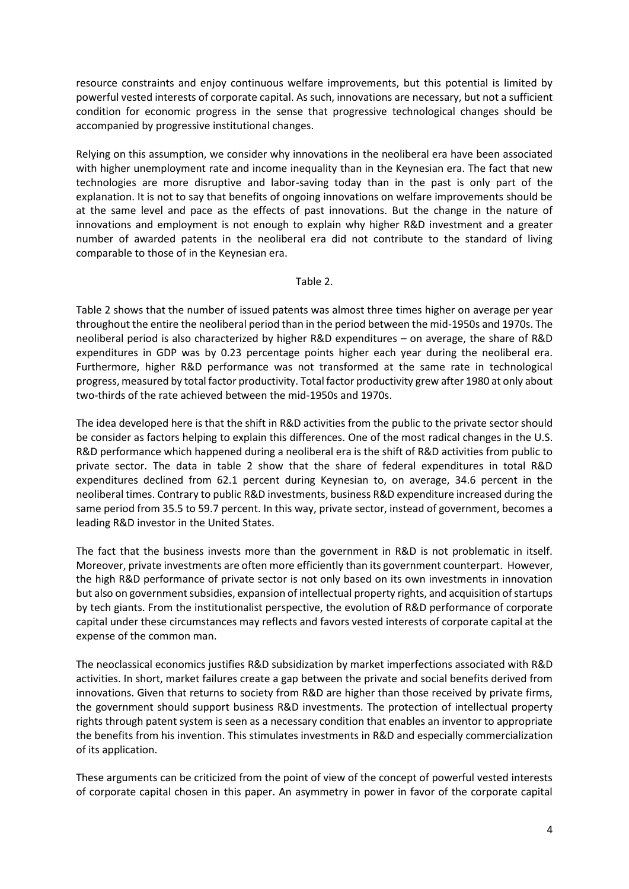resource constraints and enjoy continuous welfare improvements, but this potential is limited by powerful vested interests of corporate capital. As such, innovations are necessary, but not a sufficient condition for economic progress in the sense that progressive technological changes should be accompanied by progressive institutional changes.

Relying on this assumption, we consider why innovations in the neoliberal era have been associated with higher unemployment rate and income inequality than in the Keynesian era. The fact that new technologies are more disruptive and labor-saving today than in the past is only part of the explanation. It is not to say that benefits of ongoing innovations on welfare improvements should be at the same level and pace as the effects of past innovations. But the change in the nature of innovations and employment is not enough to explain why higher R&D investment and a greater number of awarded patents in the neoliberal era did not contribute to the standard of living comparable to those of in the Keynesian era.

Table 2.

Table 2 shows that the number of issued patents was almost three times higher on average per year throughout the entire the neoliberal period than in the period between the mid-1950s and 1970s. The neoliberal period is also characterized by higher R&D expenditures – on average, the share of R&D expenditures in GDP was by 0.23 percentage points higher each year during the neoliberal era. Furthermore, higher R&D performance was not transformed at the same rate in technological progress, measured by total factor productivity. Total factor productivity grew after 1980 at only about two-thirds of the rate achieved between the mid-1950s and 1970s.

The idea developed here is that the shift in R&D activities from the public to the private sector should be consider as factors helping to explain this differences. One of the most radical changes in the U.S. R&D performance which happened during a neoliberal era is the shift of R&D activities from public to private sector. The data in table 2 show that the share of federal expenditures in total R&D expenditures declined from 62.1 percent during Keynesian to, on average, 34.6 percent in the neoliberal times. Contrary to public R&D investments, business R&D expenditure increased during the same period from 35.5 to 59.7 percent. In this way, private sector, instead of government, becomes a leading R&D investor in the United States.

The fact that the business invests more than the government in R&D is not problematic in itself. Moreover, private investments are often more efficiently than its government counterpart. However, the high R&D performance of private sector is not only based on its own investments in innovation but also on government subsidies, expansion of intellectual property rights, and acquisition of startups by tech giants. From the institutionalist perspective, the evolution of R&D performance of corporate capital under these circumstances may reflects and favors vested interests of corporate capital at the expense of the common man.

The neoclassical economics justifies R&D subsidization by market imperfections associated with R&D activities. In short, market failures create a gap between the private and social benefits derived from innovations. Given that returns to society from R&D are higher than those received by private firms, the government should support business R&D investments. The protection of intellectual property rights through patent system is seen as a necessary condition that enables an inventor to appropriate the benefits from his invention. This stimulates investments in R&D and especially commercialization of its application.

These arguments can be criticized from the point of view of the concept of powerful vested interests of corporate capital chosen in this paper. An asymmetry in power in favor of the corporate capital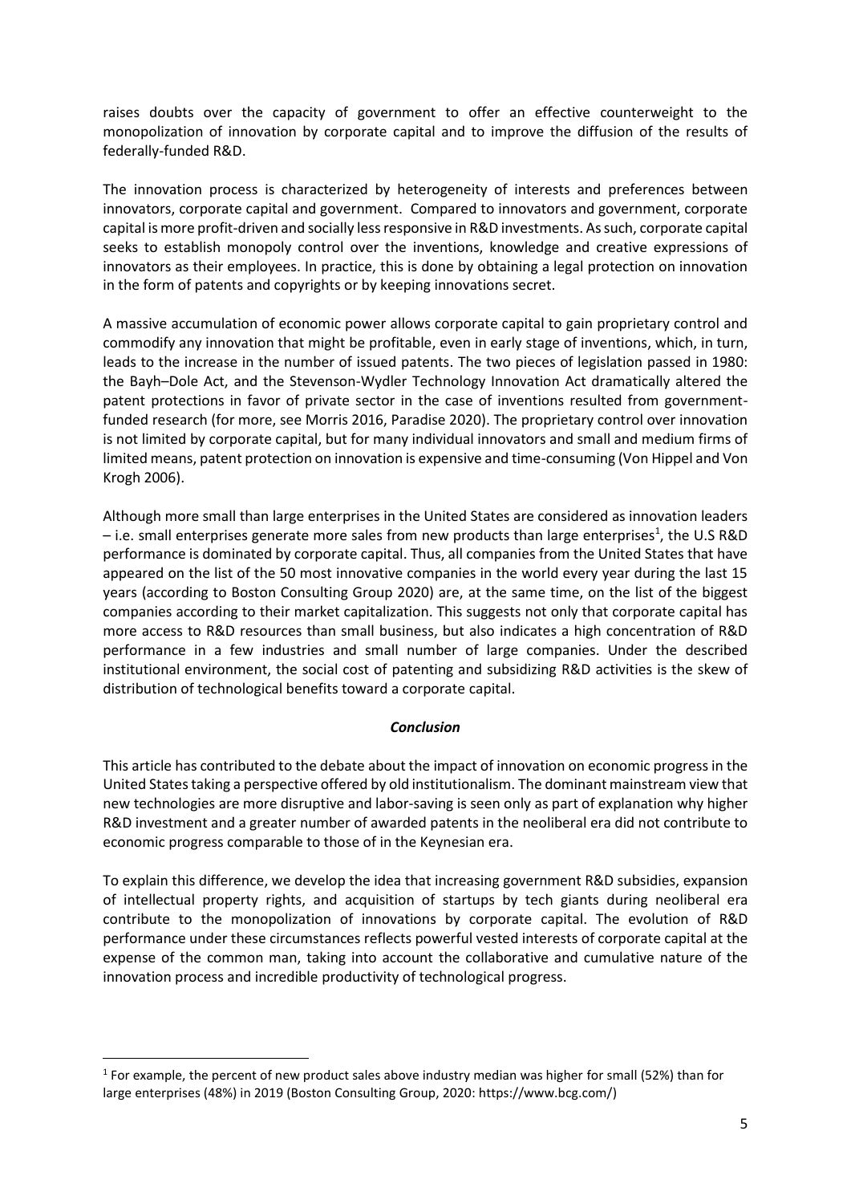raises doubts over the capacity of government to offer an effective counterweight to the monopolization of innovation by corporate capital and to improve the diffusion of the results of federally-funded R&D.

The innovation process is characterized by heterogeneity of interests and preferences between innovators, corporate capital and government. Compared to innovators and government, corporate capital is more profit-driven and socially less responsive in R&D investments. As such, corporate capital seeks to establish monopoly control over the inventions, knowledge and creative expressions of innovators as their employees. In practice, this is done by obtaining a legal protection on innovation in the form of patents and copyrights or by keeping innovations secret.

A massive accumulation of economic power allows corporate capital to gain proprietary control and commodify any innovation that might be profitable, even in early stage of inventions, which, in turn, leads to the increase in the number of issued patents. The two pieces of legislation passed in 1980: the Bayh–Dole Act, and the Stevenson-Wydler Technology Innovation Act dramatically altered the patent protections in favor of private sector in the case of inventions resulted from government-funded research (for more, see Morris 2016, Paradise 2020). The proprietary control over innovation is not limited by corporate capital, but for many individual innovators and small and medium firms of limited means, patent protection on innovation is expensive and time-consuming (Von Hippel and Von Krogh 2006).

Although more small than large enterprises in the United States are considered as innovation leaders – i.e. small enterprises generate more sales from new products than large enterprises[1], the U.S R&D performance is dominated by corporate capital. Thus, all companies from the United States that have appeared on the list of the 50 most innovative companies in the world every year during the last 15 years (according to Boston Consulting Group 2020) are, at the same time, on the list of the biggest companies according to their market capitalization. This suggests not only that corporate capital has more access to R&D resources than small business, but also indicates a high concentration of R&D performance in a few industries and small number of large companies. Under the described institutional environment, the social cost of patenting and subsidizing R&D activities is the skew of distribution of technological benefits toward a corporate capital.

### *Conclusion*

This article has contributed to the debate about the impact of innovation on economic progress in the United States taking a perspective offered by old institutionalism. The dominant mainstream view that new technologies are more disruptive and labor-saving is seen only as part of explanation why higher R&D investment and a greater number of awarded patents in the neoliberal era did not contribute to economic progress comparable to those of in the Keynesian era.

To explain this difference, we develop the idea that increasing government R&D subsidies, expansion of intellectual property rights, and acquisition of startups by tech giants during neoliberal era contribute to the monopolization of innovations by corporate capital. The evolution of R&D performance under these circumstances reflects powerful vested interests of corporate capital at the expense of the common man, taking into account the collaborative and cumulative nature of the innovation process and incredible productivity of technological progress.

---

[1] For example, the percent of new product sales above industry median was higher for small (52%) than for large enterprises (48%) in 2019 (Boston Consulting Group, 2020: https://www.bcg.com/)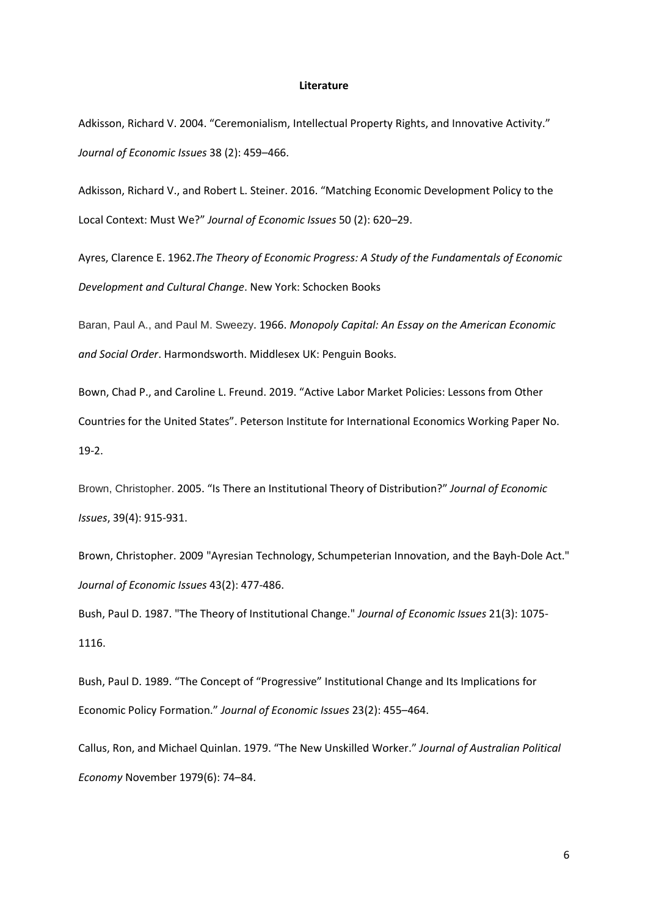**Literature**

Adkisson, Richard V. 2004. "Ceremonialism, Intellectual Property Rights, and Innovative Activity." *Journal of Economic Issues* 38 (2): 459–466.

Adkisson, Richard V., and Robert L. Steiner. 2016. "Matching Economic Development Policy to the Local Context: Must We?" *Journal of Economic Issues* 50 (2): 620–29.

Ayres, Clarence E. 1962.*The Theory of Economic Progress: A Study of the Fundamentals of Economic Development and Cultural Change*. New York: Schocken Books

Baran, Paul A., and Paul M. Sweezy. 1966. *Monopoly Capital: An Essay on the American Economic and Social Order*. Harmondsworth. Middlesex UK: Penguin Books.

Bown, Chad P., and Caroline L. Freund. 2019. "Active Labor Market Policies: Lessons from Other Countries for the United States". Peterson Institute for International Economics Working Paper No. 19-2.

Brown, Christopher. 2005. "Is There an Institutional Theory of Distribution?" *Journal of Economic Issues*, 39(4): 915-931.

Brown, Christopher. 2009 "Ayresian Technology, Schumpeterian Innovation, and the Bayh-Dole Act." *Journal of Economic Issues* 43(2): 477-486.

Bush, Paul D. 1987. "The Theory of Institutional Change." *Journal of Economic Issues* 21(3): 1075-1116.

Bush, Paul D. 1989. "The Concept of "Progressive" Institutional Change and Its Implications for Economic Policy Formation." *Journal of Economic Issues* 23(2): 455–464.

Callus, Ron, and Michael Quinlan. 1979. "The New Unskilled Worker." *Journal of Australian Political Economy* November 1979(6): 74–84.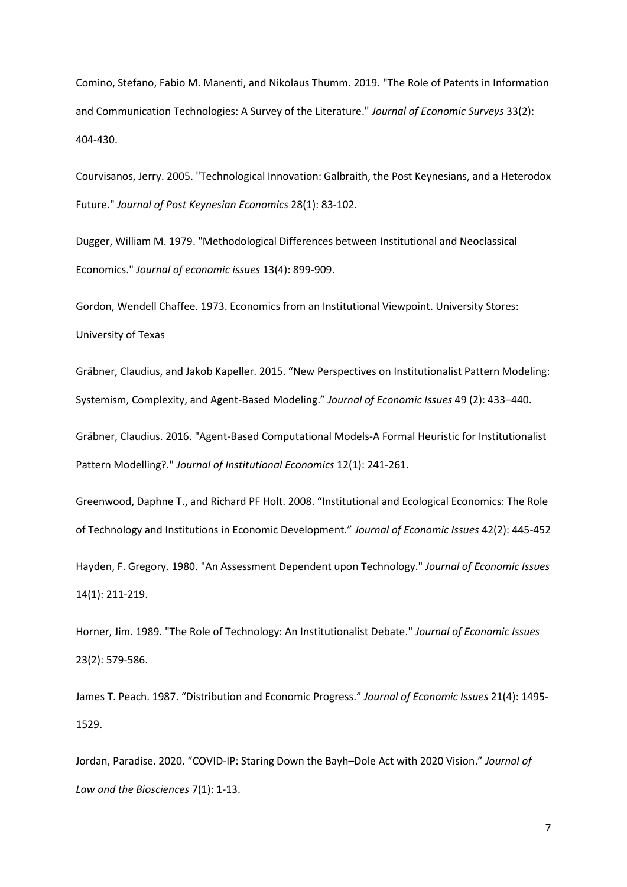Comino, Stefano, Fabio M. Manenti, and Nikolaus Thumm. 2019. "The Role of Patents in Information and Communication Technologies: A Survey of the Literature." *Journal of Economic Surveys* 33(2): 404-430.

Courvisanos, Jerry. 2005. "Technological Innovation: Galbraith, the Post Keynesians, and a Heterodox Future." *Journal of Post Keynesian Economics* 28(1): 83-102.

Dugger, William M. 1979. "Methodological Differences between Institutional and Neoclassical Economics." *Journal of economic issues* 13(4): 899-909.

Gordon, Wendell Chaffee. 1973. Economics from an Institutional Viewpoint. University Stores: University of Texas

Gräbner, Claudius, and Jakob Kapeller. 2015. "New Perspectives on Institutionalist Pattern Modeling: Systemism, Complexity, and Agent-Based Modeling." *Journal of Economic Issues* 49 (2): 433–440.

Gräbner, Claudius. 2016. "Agent-Based Computational Models-A Formal Heuristic for Institutionalist Pattern Modelling?." *Journal of Institutional Economics* 12(1): 241-261.

Greenwood, Daphne T., and Richard PF Holt. 2008. "Institutional and Ecological Economics: The Role of Technology and Institutions in Economic Development." *Journal of Economic Issues* 42(2): 445-452

Hayden, F. Gregory. 1980. "An Assessment Dependent upon Technology." *Journal of Economic Issues* 14(1): 211-219.

Horner, Jim. 1989. "The Role of Technology: An Institutionalist Debate." *Journal of Economic Issues* 23(2): 579-586.

James T. Peach. 1987. "Distribution and Economic Progress." *Journal of Economic Issues* 21(4): 1495-1529.

Jordan, Paradise. 2020. "COVID-IP: Staring Down the Bayh–Dole Act with 2020 Vision." *Journal of Law and the Biosciences* 7(1): 1-13.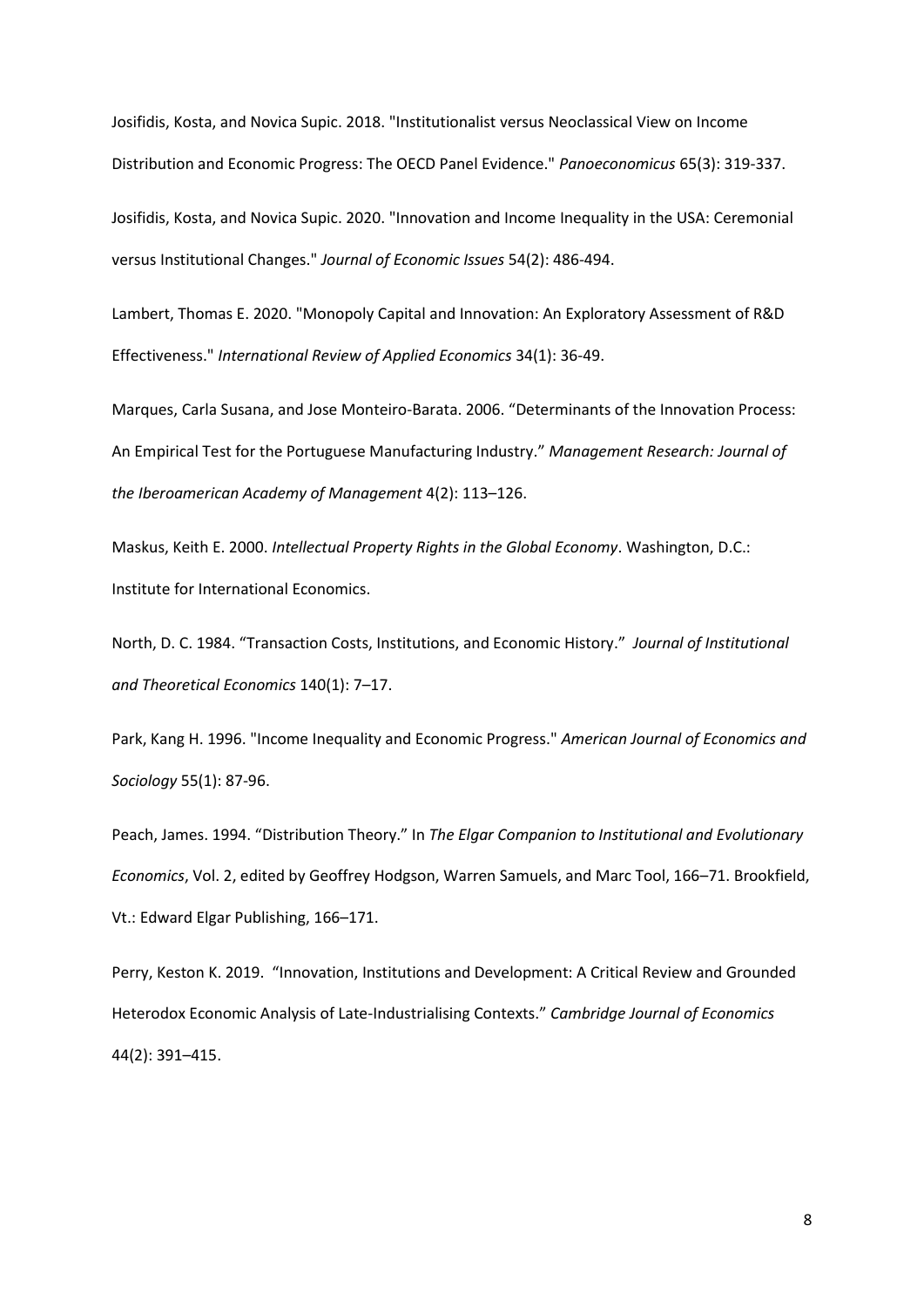Josifidis, Kosta, and Novica Supic. 2018. "Institutionalist versus Neoclassical View on Income Distribution and Economic Progress: The OECD Panel Evidence." *Panoeconomicus* 65(3): 319-337.

Josifidis, Kosta, and Novica Supic. 2020. "Innovation and Income Inequality in the USA: Ceremonial versus Institutional Changes." *Journal of Economic Issues* 54(2): 486-494.

Lambert, Thomas E. 2020. "Monopoly Capital and Innovation: An Exploratory Assessment of R&D Effectiveness." *International Review of Applied Economics* 34(1): 36-49.

Marques, Carla Susana, and Jose Monteiro-Barata. 2006. "Determinants of the Innovation Process: An Empirical Test for the Portuguese Manufacturing Industry." *Management Research: Journal of the Iberoamerican Academy of Management* 4(2): 113–126.

Maskus, Keith E. 2000. *Intellectual Property Rights in the Global Economy*. Washington, D.C.: Institute for International Economics.

North, D. C. 1984. "Transaction Costs, Institutions, and Economic History." *Journal of Institutional and Theoretical Economics* 140(1): 7–17.

Park, Kang H. 1996. "Income Inequality and Economic Progress." *American Journal of Economics and Sociology* 55(1): 87-96.

Peach, James. 1994. "Distribution Theory." In *The Elgar Companion to Institutional and Evolutionary Economics*, Vol. 2, edited by Geoffrey Hodgson, Warren Samuels, and Marc Tool, 166–71. Brookfield, Vt.: Edward Elgar Publishing, 166–171.

Perry, Keston K. 2019. "Innovation, Institutions and Development: A Critical Review and Grounded Heterodox Economic Analysis of Late-Industrialising Contexts." *Cambridge Journal of Economics* 44(2): 391–415.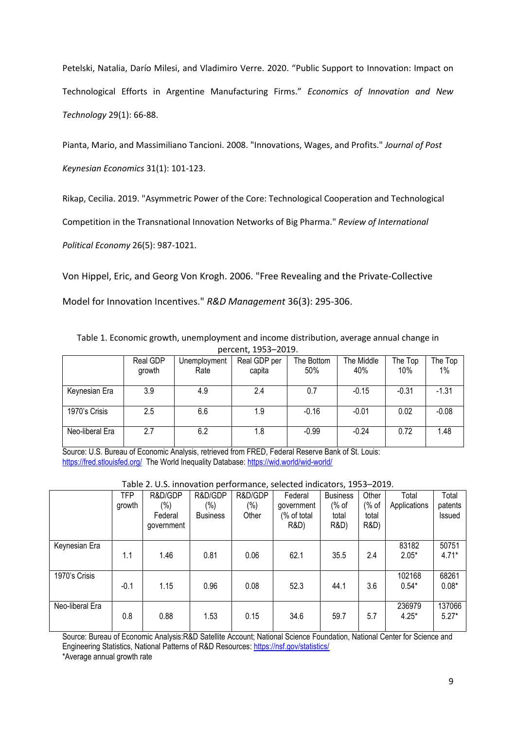Petelski, Natalia, Darío Milesi, and Vladimiro Verre. 2020. "Public Support to Innovation: Impact on Technological Efforts in Argentine Manufacturing Firms." *Economics of Innovation and New Technology* 29(1): 66-88.

Pianta, Mario, and Massimiliano Tancioni. 2008. "Innovations, Wages, and Profits." *Journal of Post Keynesian Economics* 31(1): 101-123.

Rikap, Cecilia. 2019. "Asymmetric Power of the Core: Technological Cooperation and Technological Competition in the Transnational Innovation Networks of Big Pharma." *Review of International Political Economy* 26(5): 987-1021.

Von Hippel, Eric, and Georg Von Krogh. 2006. "Free Revealing and the Private-Collective Model for Innovation Incentives." *R&D Management* 36(3): 295-306.

Table 1. Economic growth, unemployment and income distribution, average annual change in percent, 1953–2019.

| | Real GDP growth | Unemployment Rate | Real GDP per capita | The Bottom 50% | The Middle 40% | The Top 10% | The Top 1% |
|---|---|---|---|---|---|---|---|
| Keynesian Era | 3.9 | 4.9 | 2.4 | 0.7 | -0.15 | -0.31 | -1.31 |
| 1970's Crisis | 2.5 | 6.6 | 1.9 | -0.16 | -0.01 | 0.02 | -0.08 |
| Neo-liberal Era | 2.7 | 6.2 | 1.8 | -0.99 | -0.24 | 0.72 | 1.48 |

Source: U.S. Bureau of Economic Analysis, retrieved from FRED, Federal Reserve Bank of St. Louis: https://fred.stlouisfed.org/ The World Inequality Database: https://wid.world/wid-world/

Table 2. U.S. innovation performance, selected indicators, 1953–2019.

| | TFP growth | R&D/GDP (%) Federal government | R&D/GDP (%) Business | R&D/GDP (%) Other | Federal government (% of total R&D) | Business (% of total R&D) | Other (% of total R&D) | Total Applications | Total patents Issued |
|---|---|---|---|---|---|---|---|---|---|
| Keynesian Era | 1.1 | 1.46 | 0.81 | 0.06 | 62.1 | 35.5 | 2.4 | 83182 2.05* | 50751 4.71* |
| 1970's Crisis | -0.1 | 1.15 | 0.96 | 0.08 | 52.3 | 44.1 | 3.6 | 102168 0.54* | 68261 0.08* |
| Neo-liberal Era | 0.8 | 0.88 | 1.53 | 0.15 | 34.6 | 59.7 | 5.7 | 236979 4.25* | 137066 5.27* |

Source: Bureau of Economic Analysis:R&D Satellite Account; National Science Foundation, National Center for Science and Engineering Statistics, National Patterns of R&D Resources: https://nsf.gov/statistics/

*Average annual growth rate